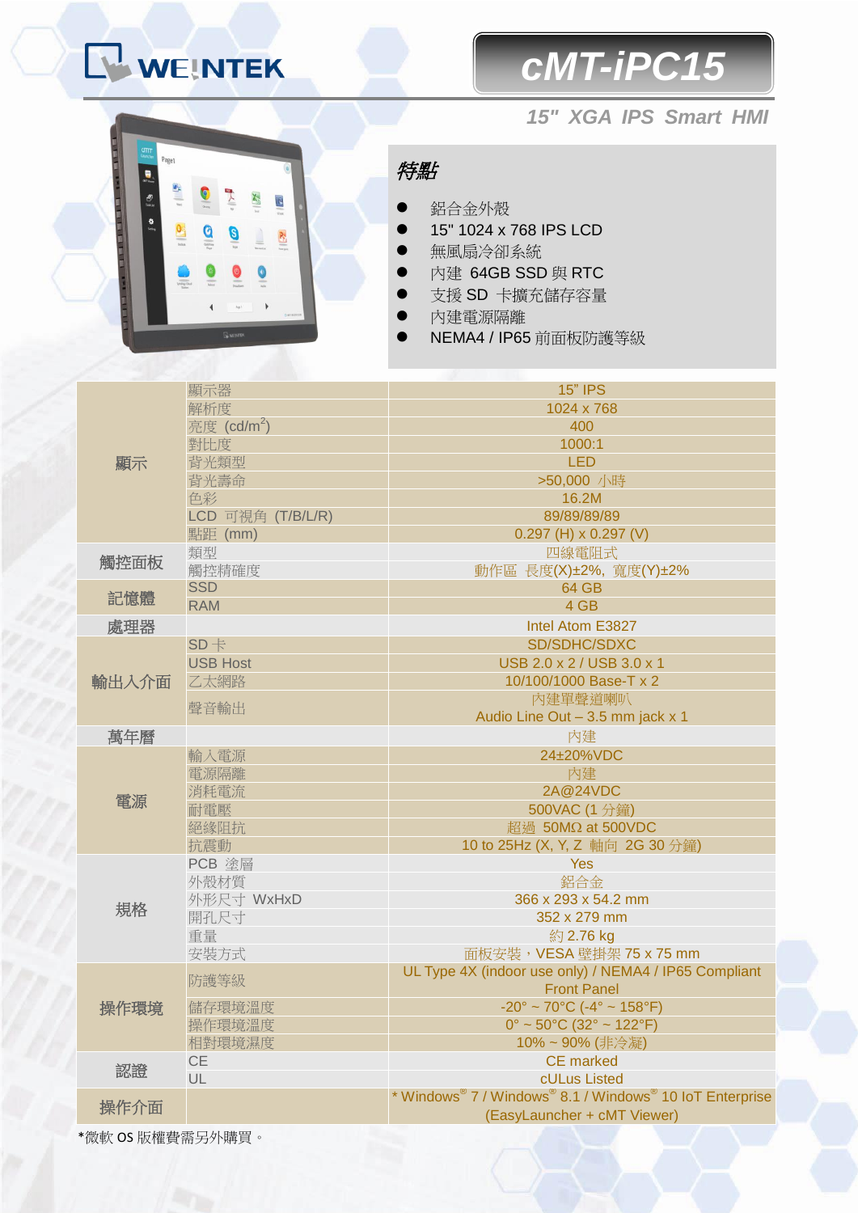WEINTEK

# cMT-iPC15

**15" XGA IPS Smart HMI**

## 特點

- 鋁合金外殼
- 15" 1024 x 768 IPS LCD
- 無風扇冷卻系統
- 內建 64GB SSD 與 RTC
- 支援 SD 卡擴充儲存容量
- 內建電源隔離
- NEMA4 / IP65 前面板防護等級

| | | |
|---|---|---|
| 顯示 | 顯示器 | 15” IPS |
| | 解析度 | 1024 x 768 |
| | 亮度 ($cd/m^2$) | 400 |
| | 對比度 | 1000:1 |
| | 背光類型 | LED |
| | 背光壽命 | >50,000 小時 |
| | 色彩 | 16.2M |
| | LCD 可視角 (T/B/L/R) | 89/89/89/89 |
| | 點距 (mm) | 0.297 (H) x 0.297 (V) |
| 觸控面板 | 類型 | 四線電阻式 |
| | 觸控精確度 | 動作區 長度(X)±2%, 寬度(Y)±2% |
| 記憶體 | SSD | 64 GB |
| | RAM | 4 GB |
| 處理器 | | Intel Atom E3827 |
| 輸出入介面 | SD 卡 | SD/SDHC/SDXC |
| | USB Host | USB 2.0 x 2 / USB 3.0 x 1 |
| | 乙太網路 | 10/100/1000 Base-T x 2 |
| | 聲音輸出 | 內建單聲道喇叭<br>Audio Line Out – 3.5 mm jack x 1 |
| 萬年曆 | | 內建 |
| 電源 | 輸入電源 | 24±20%VDC |
| | 電源隔離 | 內建 |
| | 消耗電流 | 2A@24VDC |
| | 耐電壓 | 500VAC (1 分鐘) |
| | 絕緣阻抗 | 超過 50MΩ at 500VDC |
| | 抗震動 | 10 to 25Hz (X, Y, Z 軸向 2G 30 分鐘) |
| 規格 | PCB 塗層 | Yes |
| | 外殼材質 | 鋁合金 |
| | 外形尺寸 WxHxD | 366 x 293 x 54.2 mm |
| | 開孔尺寸 | 352 x 279 mm |
| | 重量 | 約 2.76 kg |
| | 安裝方式 | 面板安裝，VESA 壁掛架 75 x 75 mm |
| 操作環境 | 防護等級 | UL Type 4X (indoor use only) / NEMA4 / IP65 Compliant Front Panel |
| | 儲存環境溫度 | -20° ~ 70°C (-4° ~ 158°F) |
| | 操作環境溫度 | 0° ~ 50°C (32° ~ 122°F) |
| | 相對環境濕度 | 10% ~ 90% (非冷凝) |
| 認證 | CE | CE marked |
| | UL | cULus Listed |
| 操作介面 | | * Windows® 7 / Windows® 8.1 / Windows® 10 IoT Enterprise (EasyLauncher + cMT Viewer) |

*微軟 OS 版權費需另外購買。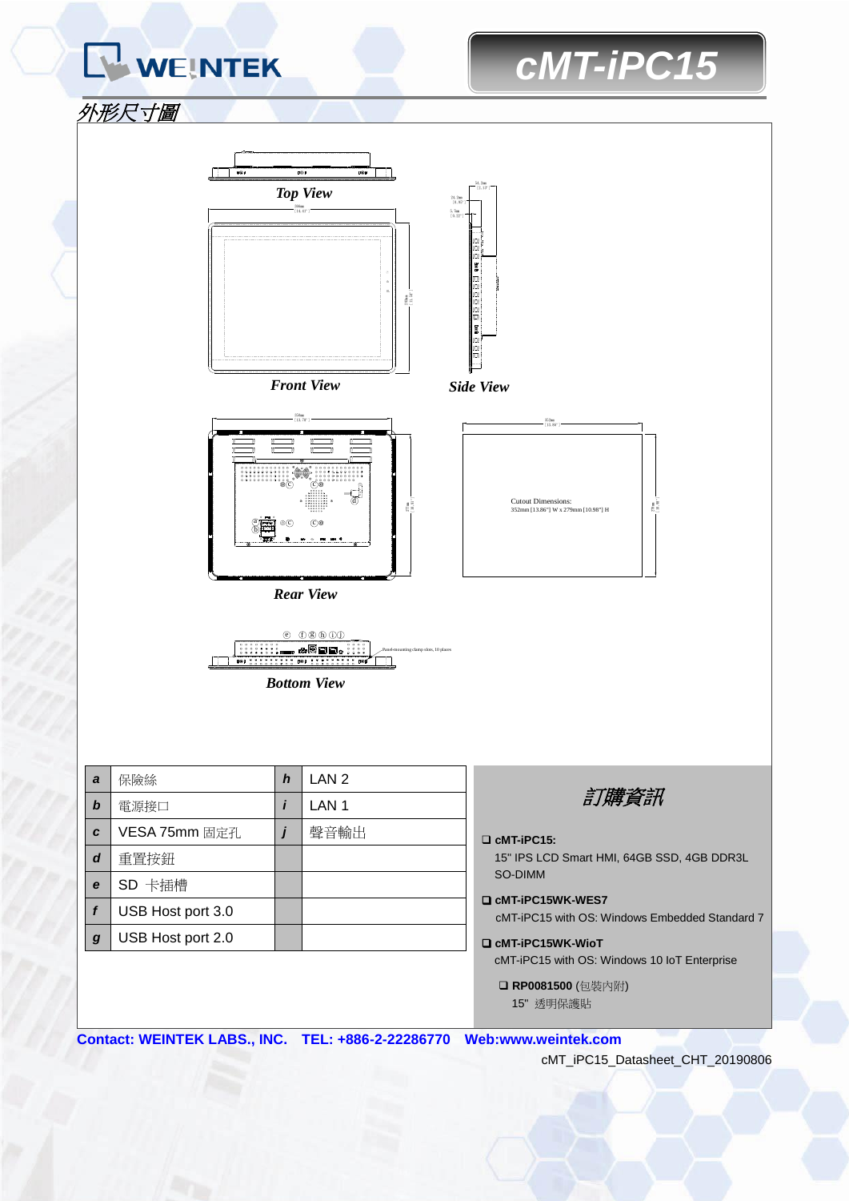# 外形尺寸圖

Top View

Front View

Side View

Rear View

Cutout Dimensions:
352mm [13.86"] W x 279mm [10.98"] H

Bottom View

Panel-mounting clamp slots, 10 places

| | | | |
|---|---|---|---|
| **a** | 保險絲 | **h** | LAN 2 |
| **b** | 電源接口 | **i** | LAN 1 |
| **c** | VESA 75mm 固定孔 | **j** | 聲音輸出 |
| **d** | 重置按鈕 | | |
| **e** | SD 卡插槽 | | |
| **f** | USB Host port 3.0 | | |
| **g** | USB Host port 2.0 | | |

## 訂購資訊

- **cMT-iPC15:**
  15" IPS LCD Smart HMI, 64GB SSD, 4GB DDR3L SO-DIMM
- **cMT-iPC15WK-WES7**
  cMT-iPC15 with OS: Windows Embedded Standard 7
- **cMT-iPC15WK-WioT**
  cMT-iPC15 with OS: Windows 10 IoT Enterprise
  - **RP0081500** (包裝內附)
    15" 透明保護貼

**Contact: WEINTEK LABS., INC. TEL: +886-2-22286770 Web:www.weintek.com**

cMT_iPC15_Datasheet_CHT_20190806